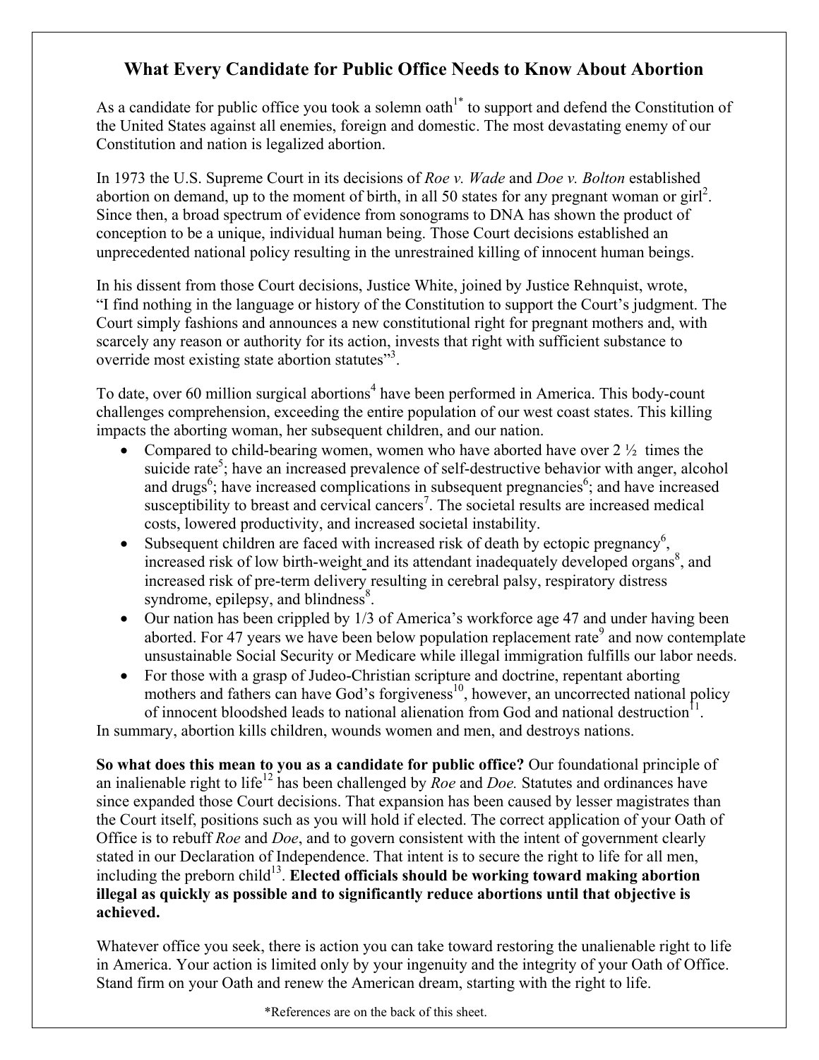# What Every Candidate for Public Office Needs to Know About Abortion

As a candidate for public office you took a solemn oath[1*] to support and defend the Constitution of the United States against all enemies, foreign and domestic. The most devastating enemy of our Constitution and nation is legalized abortion.

In 1973 the U.S. Supreme Court in its decisions of *Roe v. Wade* and *Doe v. Bolton* established abortion on demand, up to the moment of birth, in all 50 states for any pregnant woman or girl[2]. Since then, a broad spectrum of evidence from sonograms to DNA has shown the product of conception to be a unique, individual human being. Those Court decisions established an unprecedented national policy resulting in the unrestrained killing of innocent human beings.

In his dissent from those Court decisions, Justice White, joined by Justice Rehnquist, wrote, "I find nothing in the language or history of the Constitution to support the Court's judgment. The Court simply fashions and announces a new constitutional right for pregnant mothers and, with scarcely any reason or authority for its action, invests that right with sufficient substance to override most existing state abortion statutes"[3].

To date, over 60 million surgical abortions[4] have been performed in America. This body-count challenges comprehension, exceeding the entire population of our west coast states. This killing impacts the aborting woman, her subsequent children, and our nation.

- Compared to child-bearing women, women who have aborted have over 2 ½ times the suicide rate[5]; have an increased prevalence of self-destructive behavior with anger, alcohol and drugs[6]; have increased complications in subsequent pregnancies[6]; and have increased susceptibility to breast and cervical cancers[7]. The societal results are increased medical costs, lowered productivity, and increased societal instability.
- Subsequent children are faced with increased risk of death by ectopic pregnancy[6], increased risk of low birth-weight and its attendant inadequately developed organs[8], and increased risk of pre-term delivery resulting in cerebral palsy, respiratory distress syndrome, epilepsy, and blindness[8].
- Our nation has been crippled by 1/3 of America's workforce age 47 and under having been aborted. For 47 years we have been below population replacement rate[9] and now contemplate unsustainable Social Security or Medicare while illegal immigration fulfills our labor needs.
- For those with a grasp of Judeo-Christian scripture and doctrine, repentant aborting mothers and fathers can have God's forgiveness[10], however, an uncorrected national policy of innocent bloodshed leads to national alienation from God and national destruction[11].

In summary, abortion kills children, wounds women and men, and destroys nations.

**So what does this mean to you as a candidate for public office?** Our foundational principle of an inalienable right to life[12] has been challenged by *Roe* and *Doe.* Statutes and ordinances have since expanded those Court decisions. That expansion has been caused by lesser magistrates than the Court itself, positions such as you will hold if elected. The correct application of your Oath of Office is to rebuff *Roe* and *Doe*, and to govern consistent with the intent of government clearly stated in our Declaration of Independence. That intent is to secure the right to life for all men, including the preborn child[13]. **Elected officials should be working toward making abortion illegal as quickly as possible and to significantly reduce abortions until that objective is achieved.**

Whatever office you seek, there is action you can take toward restoring the unalienable right to life in America. Your action is limited only by your ingenuity and the integrity of your Oath of Office. Stand firm on your Oath and renew the American dream, starting with the right to life.

*References are on the back of this sheet.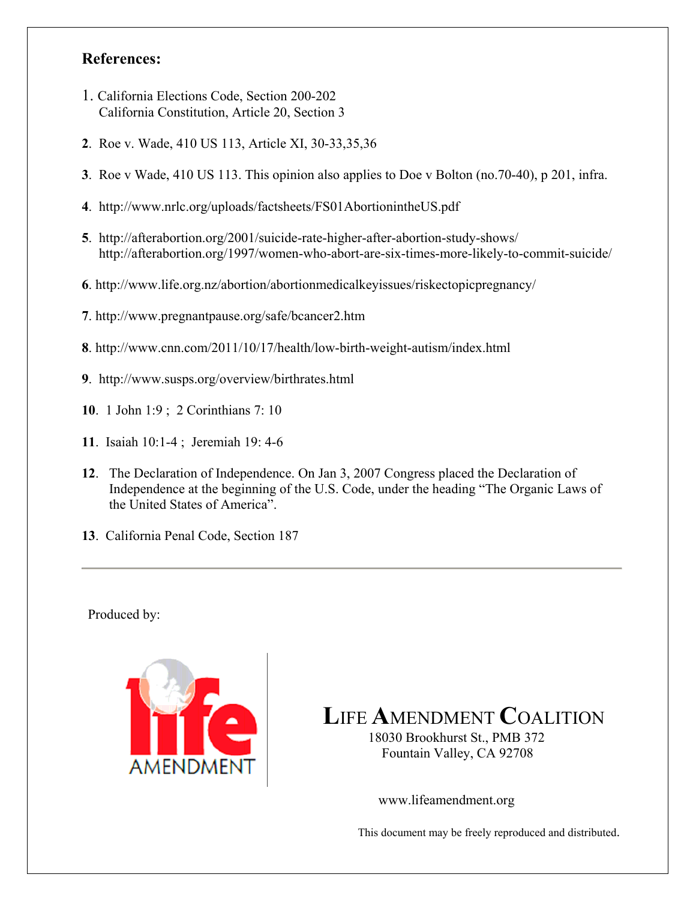## References:

1. California Elections Code, Section 200-202
   California Constitution, Article 20, Section 3

2. Roe v. Wade, 410 US 113, Article XI, 30-33,35,36

3. Roe v Wade, 410 US 113. This opinion also applies to Doe v Bolton (no.70-40), p 201, infra.

4. http://www.nrlc.org/uploads/factsheets/FS01AbortionintheUS.pdf

5. http://afterabortion.org/2001/suicide-rate-higher-after-abortion-study-shows/
   http://afterabortion.org/1997/women-who-abort-are-six-times-more-likely-to-commit-suicide/

6. http://www.life.org.nz/abortion/abortionmedicalkeyissues/riskectopicpregnancy/

7. http://www.pregnantpause.org/safe/bcancer2.htm

8. http://www.cnn.com/2011/10/17/health/low-birth-weight-autism/index.html

9. http://www.susps.org/overview/birthrates.html

10. 1 John 1:9 ; 2 Corinthians 7: 10

11. Isaiah 10:1-4 ; Jeremiah 19: 4-6

12. The Declaration of Independence. On Jan 3, 2007 Congress placed the Declaration of Independence at the beginning of the U.S. Code, under the heading "The Organic Laws of the United States of America".

13. California Penal Code, Section 187

---

Produced by:

life AMENDMENT

LIFE AMENDMENT COALITION
18030 Brookhurst St., PMB 372
Fountain Valley, CA 92708

www.lifeamendment.org

This document may be freely reproduced and distributed.